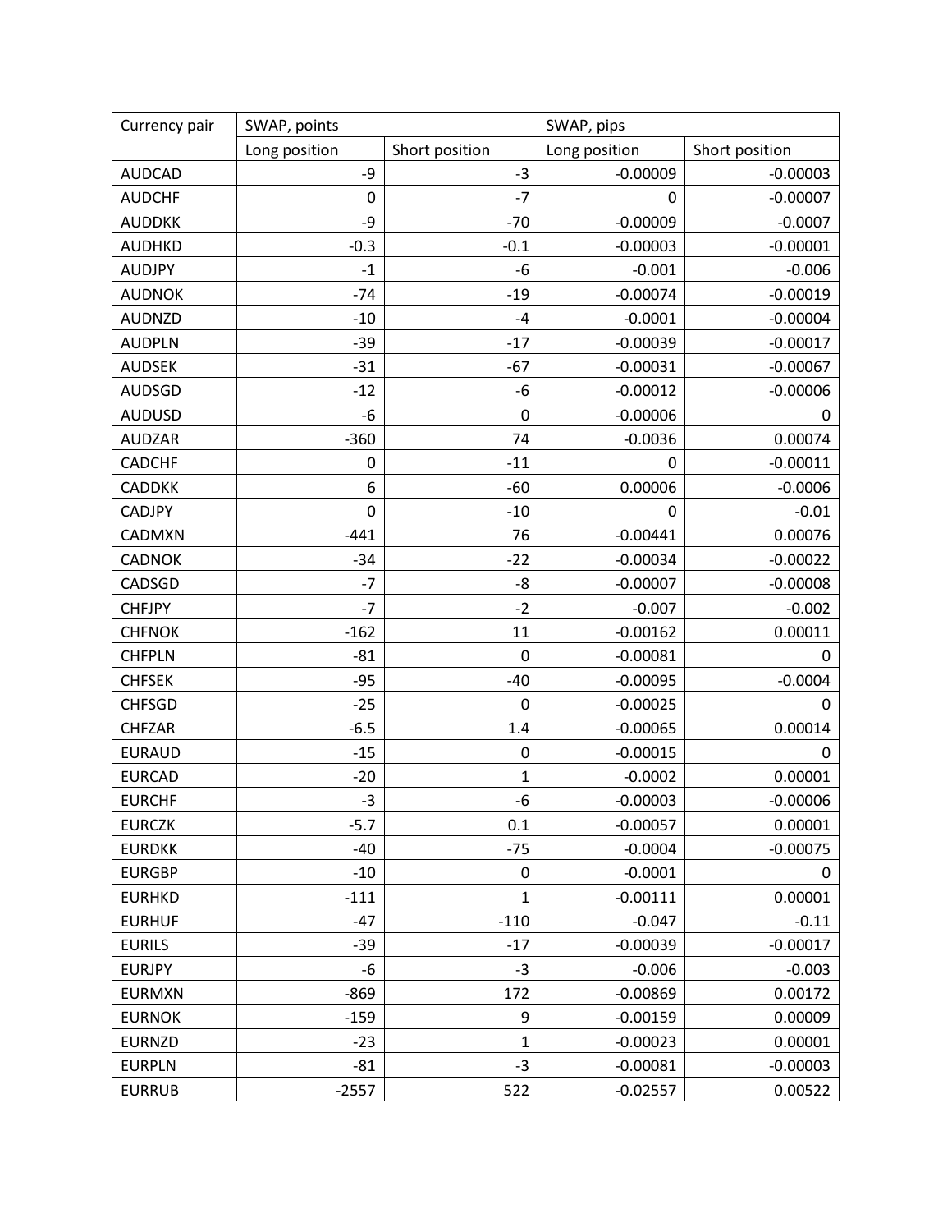| Currency pair | SWAP, points | | SWAP, pips | |
|---|---|---|---|---|
| | Long position | Short position | Long position | Short position |
| AUDCAD | -9 | -3 | -0.00009 | -0.00003 |
| AUDCHF | 0 | -7 | 0 | -0.00007 |
| AUDDKK | -9 | -70 | -0.00009 | -0.0007 |
| AUDHKD | -0.3 | -0.1 | -0.00003 | -0.00001 |
| AUDJPY | -1 | -6 | -0.001 | -0.006 |
| AUDNOK | -74 | -19 | -0.00074 | -0.00019 |
| AUDNZD | -10 | -4 | -0.0001 | -0.00004 |
| AUDPLN | -39 | -17 | -0.00039 | -0.00017 |
| AUDSEK | -31 | -67 | -0.00031 | -0.00067 |
| AUDSGD | -12 | -6 | -0.00012 | -0.00006 |
| AUDUSD | -6 | 0 | -0.00006 | 0 |
| AUDZAR | -360 | 74 | -0.0036 | 0.00074 |
| CADCHF | 0 | -11 | 0 | -0.00011 |
| CADDKK | 6 | -60 | 0.00006 | -0.0006 |
| CADJPY | 0 | -10 | 0 | -0.01 |
| CADMXN | -441 | 76 | -0.00441 | 0.00076 |
| CADNOK | -34 | -22 | -0.00034 | -0.00022 |
| CADSGD | -7 | -8 | -0.00007 | -0.00008 |
| CHFJPY | -7 | -2 | -0.007 | -0.002 |
| CHFNOK | -162 | 11 | -0.00162 | 0.00011 |
| CHFPLN | -81 | 0 | -0.00081 | 0 |
| CHFSEK | -95 | -40 | -0.00095 | -0.0004 |
| CHFSGD | -25 | 0 | -0.00025 | 0 |
| CHFZAR | -6.5 | 1.4 | -0.00065 | 0.00014 |
| EURAUD | -15 | 0 | -0.00015 | 0 |
| EURCAD | -20 | 1 | -0.0002 | 0.00001 |
| EURCHF | -3 | -6 | -0.00003 | -0.00006 |
| EURCZK | -5.7 | 0.1 | -0.00057 | 0.00001 |
| EURDKK | -40 | -75 | -0.0004 | -0.00075 |
| EURGBP | -10 | 0 | -0.0001 | 0 |
| EURHKD | -111 | 1 | -0.00111 | 0.00001 |
| EURHUF | -47 | -110 | -0.047 | -0.11 |
| EURILS | -39 | -17 | -0.00039 | -0.00017 |
| EURJPY | -6 | -3 | -0.006 | -0.003 |
| EURMXN | -869 | 172 | -0.00869 | 0.00172 |
| EURNOK | -159 | 9 | -0.00159 | 0.00009 |
| EURNZD | -23 | 1 | -0.00023 | 0.00001 |
| EURPLN | -81 | -3 | -0.00081 | -0.00003 |
| EURRUB | -2557 | 522 | -0.02557 | 0.00522 |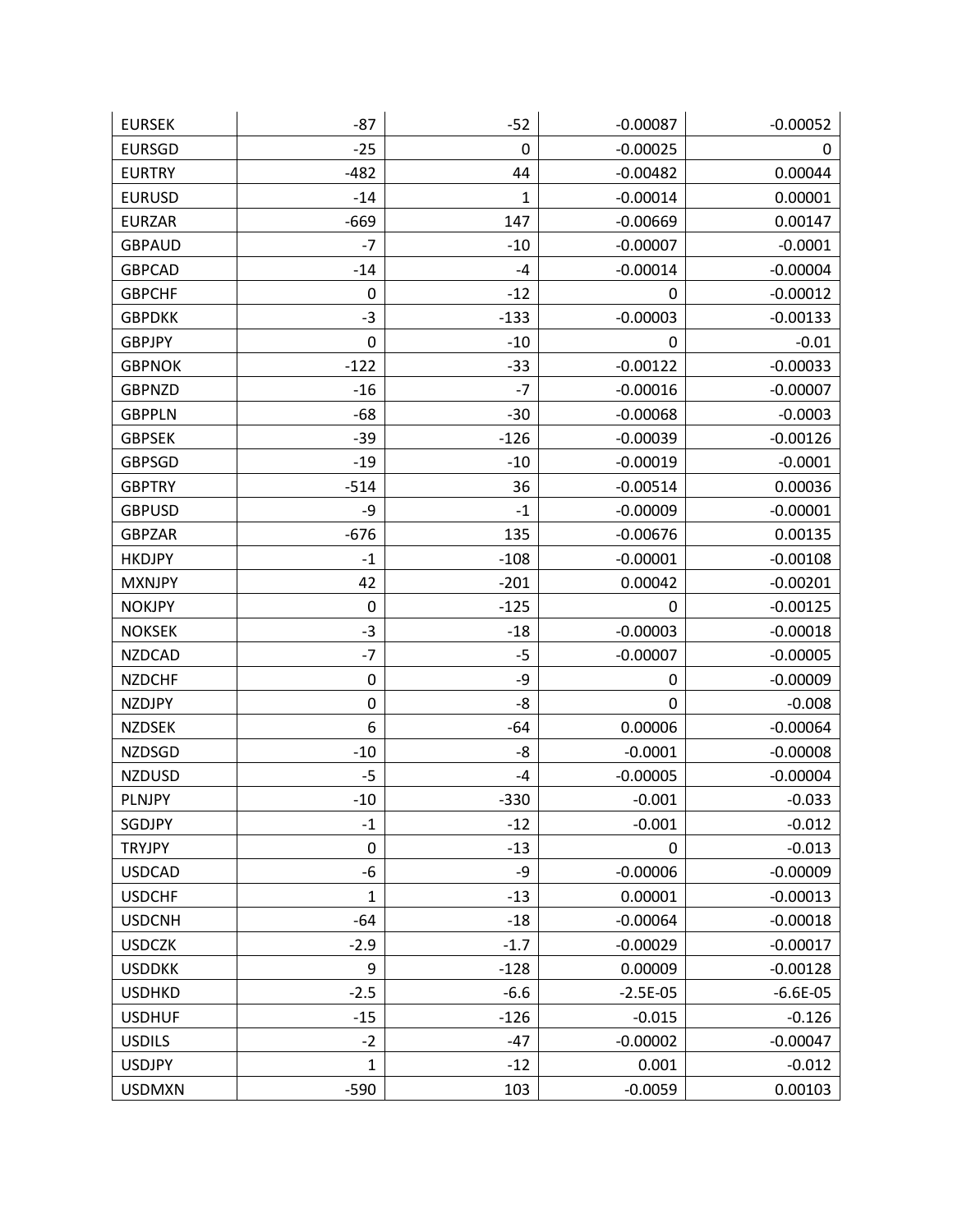| EURSEK | -87 | -52 | -0.00087 | -0.00052 |
|---|---|---|---|---|
| EURSGD | -25 | 0 | -0.00025 | 0 |
| EURTRY | -482 | 44 | -0.00482 | 0.00044 |
| EURUSD | -14 | 1 | -0.00014 | 0.00001 |
| EURZAR | -669 | 147 | -0.00669 | 0.00147 |
| GBPAUD | -7 | -10 | -0.00007 | -0.0001 |
| GBPCAD | -14 | -4 | -0.00014 | -0.00004 |
| GBPCHF | 0 | -12 | 0 | -0.00012 |
| GBPDKK | -3 | -133 | -0.00003 | -0.00133 |
| GBPJPY | 0 | -10 | 0 | -0.01 |
| GBPNOK | -122 | -33 | -0.00122 | -0.00033 |
| GBPNZD | -16 | -7 | -0.00016 | -0.00007 |
| GBPPLN | -68 | -30 | -0.00068 | -0.0003 |
| GBPSEK | -39 | -126 | -0.00039 | -0.00126 |
| GBPSGD | -19 | -10 | -0.00019 | -0.0001 |
| GBPTRY | -514 | 36 | -0.00514 | 0.00036 |
| GBPUSD | -9 | -1 | -0.00009 | -0.00001 |
| GBPZAR | -676 | 135 | -0.00676 | 0.00135 |
| HKDJPY | -1 | -108 | -0.00001 | -0.00108 |
| MXNJPY | 42 | -201 | 0.00042 | -0.00201 |
| NOKJPY | 0 | -125 | 0 | -0.00125 |
| NOKSEK | -3 | -18 | -0.00003 | -0.00018 |
| NZDCAD | -7 | -5 | -0.00007 | -0.00005 |
| NZDCHF | 0 | -9 | 0 | -0.00009 |
| NZDJPY | 0 | -8 | 0 | -0.008 |
| NZDSEK | 6 | -64 | 0.00006 | -0.00064 |
| NZDSGD | -10 | -8 | -0.0001 | -0.00008 |
| NZDUSD | -5 | -4 | -0.00005 | -0.00004 |
| PLNJPY | -10 | -330 | -0.001 | -0.033 |
| SGDJPY | -1 | -12 | -0.001 | -0.012 |
| TRYJPY | 0 | -13 | 0 | -0.013 |
| USDCAD | -6 | -9 | -0.00006 | -0.00009 |
| USDCHF | 1 | -13 | 0.00001 | -0.00013 |
| USDCNH | -64 | -18 | -0.00064 | -0.00018 |
| USDCZK | -2.9 | -1.7 | -0.00029 | -0.00017 |
| USDDKK | 9 | -128 | 0.00009 | -0.00128 |
| USDHKD | -2.5 | -6.6 | -2.5E-05 | -6.6E-05 |
| USDHUF | -15 | -126 | -0.015 | -0.126 |
| USDILS | -2 | -47 | -0.00002 | -0.00047 |
| USDJPY | 1 | -12 | 0.001 | -0.012 |
| USDMXN | -590 | 103 | -0.0059 | 0.00103 |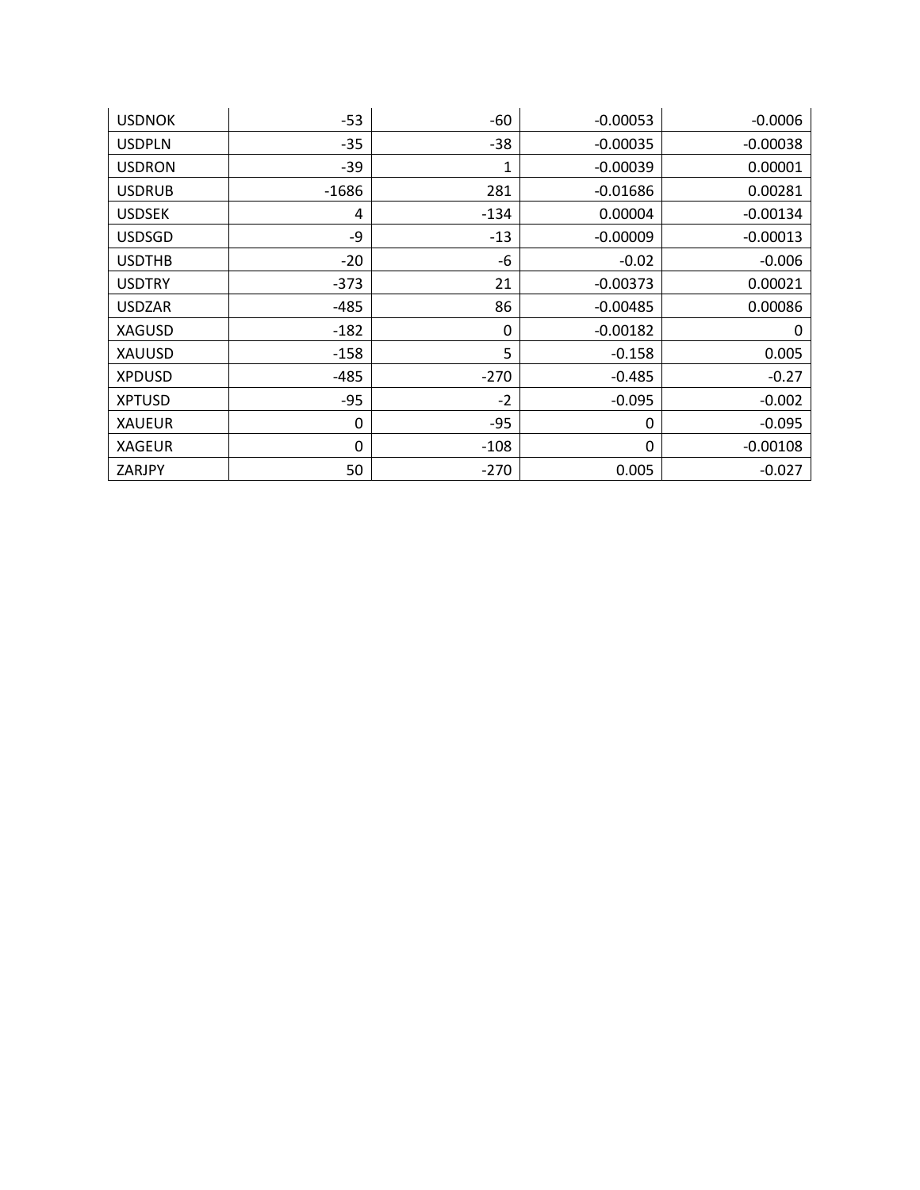| | | | | |
|---|---|---|---|---|
| USDNOK | -53 | -60 | -0.00053 | -0.0006 |
| USDPLN | -35 | -38 | -0.00035 | -0.00038 |
| USDRON | -39 | 1 | -0.00039 | 0.00001 |
| USDRUB | -1686 | 281 | -0.01686 | 0.00281 |
| USDSEK | 4 | -134 | 0.00004 | -0.00134 |
| USDSGD | -9 | -13 | -0.00009 | -0.00013 |
| USDTHB | -20 | -6 | -0.02 | -0.006 |
| USDTRY | -373 | 21 | -0.00373 | 0.00021 |
| USDZAR | -485 | 86 | -0.00485 | 0.00086 |
| XAGUSD | -182 | 0 | -0.00182 | 0 |
| XAUUSD | -158 | 5 | -0.158 | 0.005 |
| XPDUSD | -485 | -270 | -0.485 | -0.27 |
| XPTUSD | -95 | -2 | -0.095 | -0.002 |
| XAUEUR | 0 | -95 | 0 | -0.095 |
| XAGEUR | 0 | -108 | 0 | -0.00108 |
| ZARJPY | 50 | -270 | 0.005 | -0.027 |